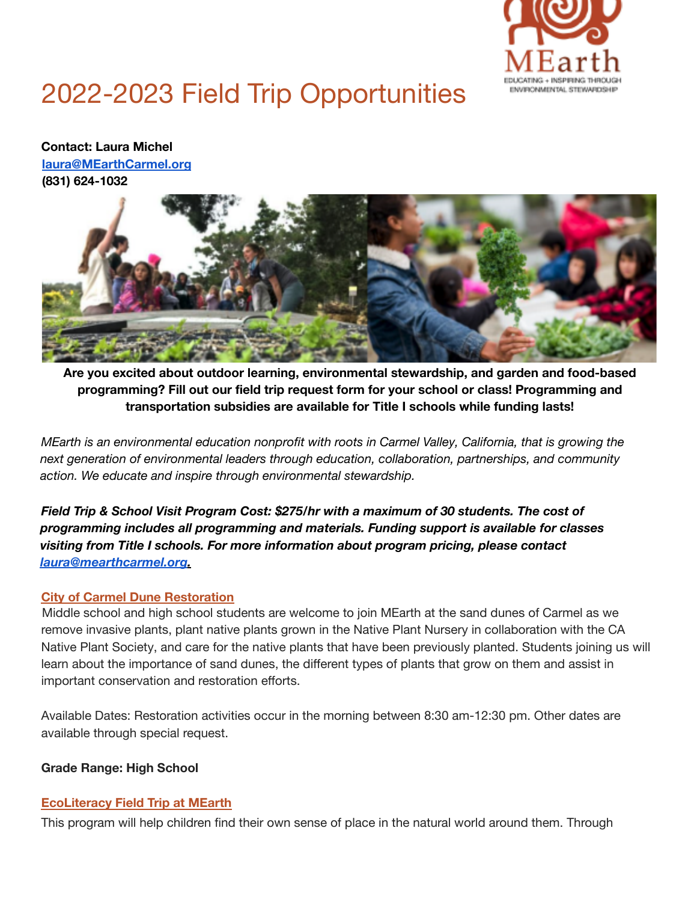# 2022-2023 Field Trip Opportunities

**Contact: Laura Michel**
**laura@MEarthCarmel.org**
**(831) 624-1032**

**Are you excited about outdoor learning, environmental stewardship, and garden and food-based programming? Fill out our field trip request form for your school or class! Programming and transportation subsidies are available for Title I schools while funding lasts!**

*MEarth is an environmental education nonprofit with roots in Carmel Valley, California, that is growing the next generation of environmental leaders through education, collaboration, partnerships, and community action. We educate and inspire through environmental stewardship.*

***Field Trip & School Visit Program Cost: $275/hr with a maximum of 30 students. The cost of programming includes all programming and materials. Funding support is available for classes visiting from Title I schools. For more information about program pricing, please contact laura@mearthcarmel.org.***

## City of Carmel Dune Restoration

Middle school and high school students are welcome to join MEarth at the sand dunes of Carmel as we remove invasive plants, plant native plants grown in the Native Plant Nursery in collaboration with the CA Native Plant Society, and care for the native plants that have been previously planted. Students joining us will learn about the importance of sand dunes, the different types of plants that grow on them and assist in important conservation and restoration efforts.

Available Dates: Restoration activities occur in the morning between 8:30 am-12:30 pm. Other dates are available through special request.

**Grade Range: High School**

## EcoLiteracy Field Trip at MEarth

This program will help children find their own sense of place in the natural world around them. Through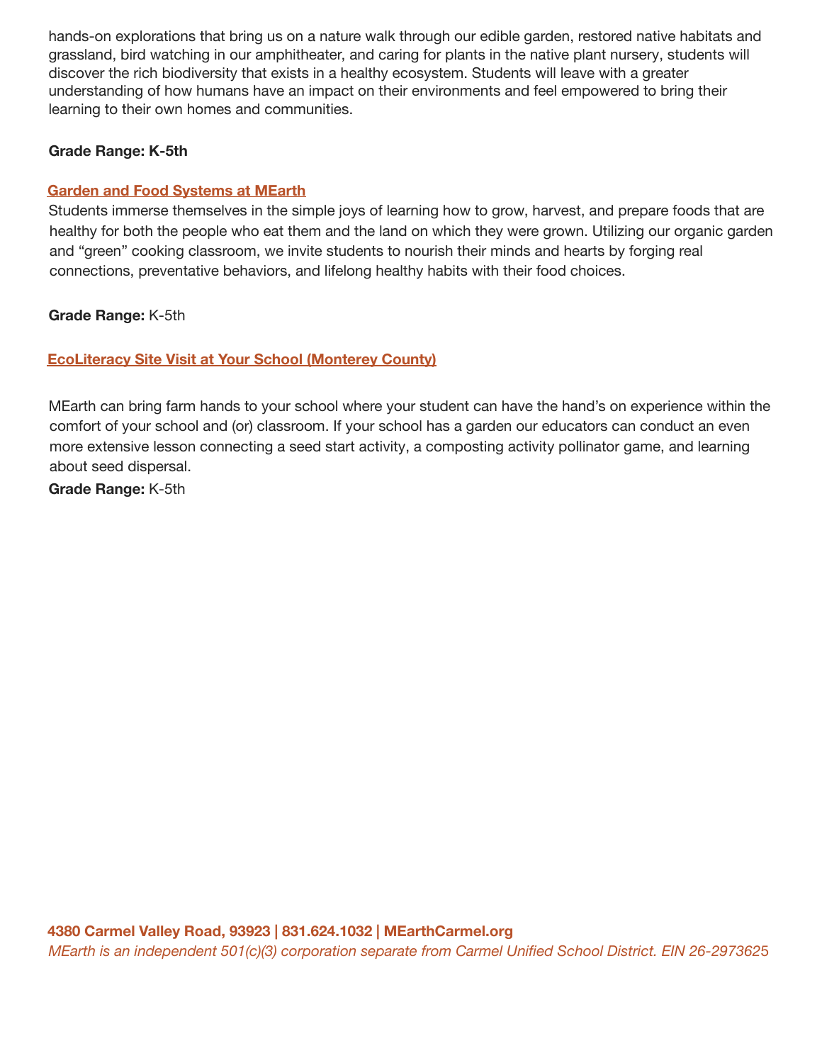hands-on explorations that bring us on a nature walk through our edible garden, restored native habitats and grassland, bird watching in our amphitheater, and caring for plants in the native plant nursery, students will discover the rich biodiversity that exists in a healthy ecosystem. Students will leave with a greater understanding of how humans have an impact on their environments and feel empowered to bring their learning to their own homes and communities.

**Grade Range: K-5th**

### Garden and Food Systems at MEarth

Students immerse themselves in the simple joys of learning how to grow, harvest, and prepare foods that are healthy for both the people who eat them and the land on which they were grown. Utilizing our organic garden and "green" cooking classroom, we invite students to nourish their minds and hearts by forging real connections, preventative behaviors, and lifelong healthy habits with their food choices.

**Grade Range:** K-5th

### EcoLiteracy Site Visit at Your School (Monterey County)

MEarth can bring farm hands to your school where your student can have the hand's on experience within the comfort of your school and (or) classroom. If your school has a garden our educators can conduct an even more extensive lesson connecting a seed start activity, a composting activity pollinator game, and learning about seed dispersal.

**Grade Range:** K-5th

**4380 Carmel Valley Road, 93923 | 831.624.1032 | MEarthCarmel.org**

*MEarth is an independent 501(c)(3) corporation separate from Carmel Unified School District. EIN 26-2973625*